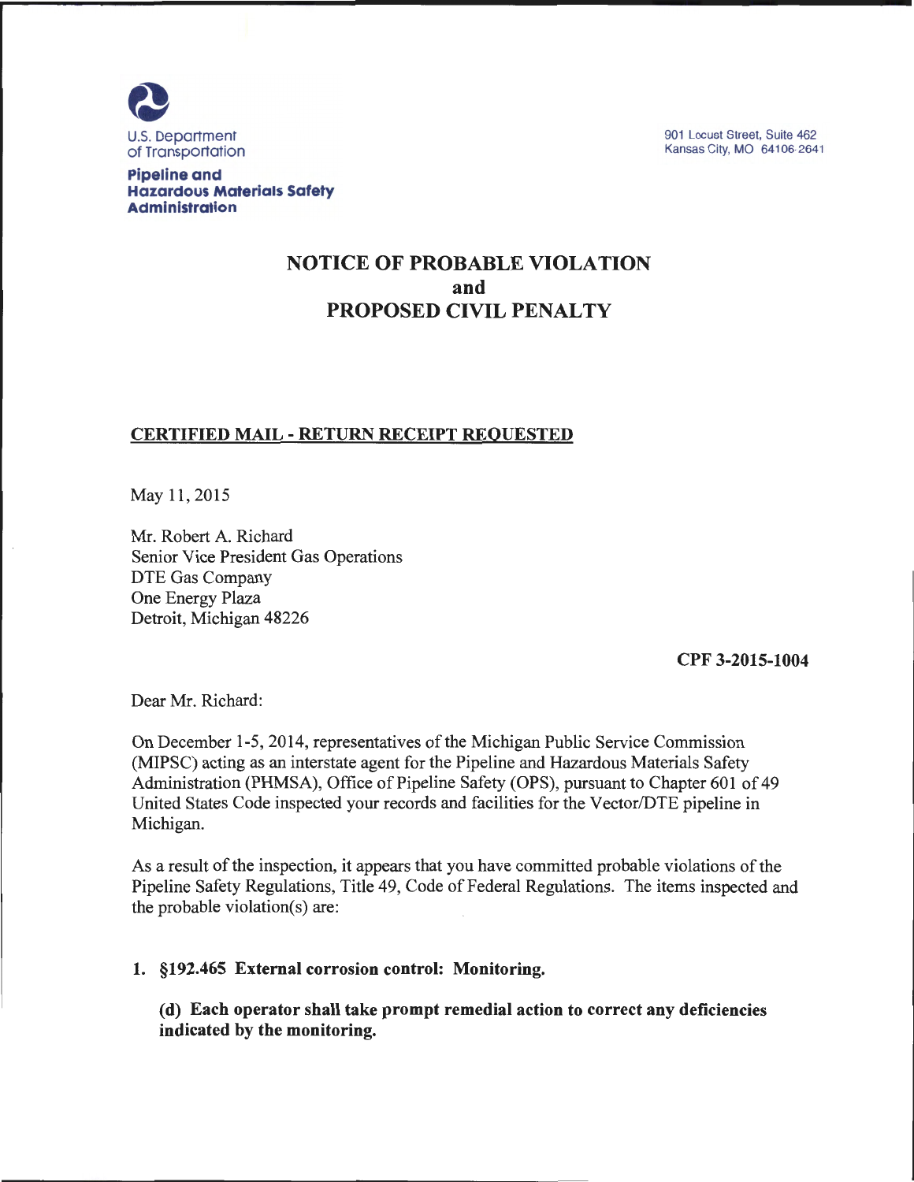U.S. Department of Transportation

**Pipeline and Hazardous Materials Safety Administration**

901 Locust Street, Suite 462
Kansas City, MO 64106-2641

# NOTICE OF PROBABLE VIOLATION and PROPOSED CIVIL PENALTY

**CERTIFIED MAIL - RETURN RECEIPT REQUESTED**

May 11, 2015

Mr. Robert A. Richard
Senior Vice President Gas Operations
DTE Gas Company
One Energy Plaza
Detroit, Michigan 48226

**CPF 3-2015-1004**

Dear Mr. Richard:

On December 1-5, 2014, representatives of the Michigan Public Service Commission (MIPSC) acting as an interstate agent for the Pipeline and Hazardous Materials Safety Administration (PHMSA), Office of Pipeline Safety (OPS), pursuant to Chapter 601 of 49 United States Code inspected your records and facilities for the Vector/DTE pipeline in Michigan.

As a result of the inspection, it appears that you have committed probable violations of the Pipeline Safety Regulations, Title 49, Code of Federal Regulations. The items inspected and the probable violation(s) are:

**1. §192.465 External corrosion control: Monitoring.**

**(d) Each operator shall take prompt remedial action to correct any deficiencies indicated by the monitoring.**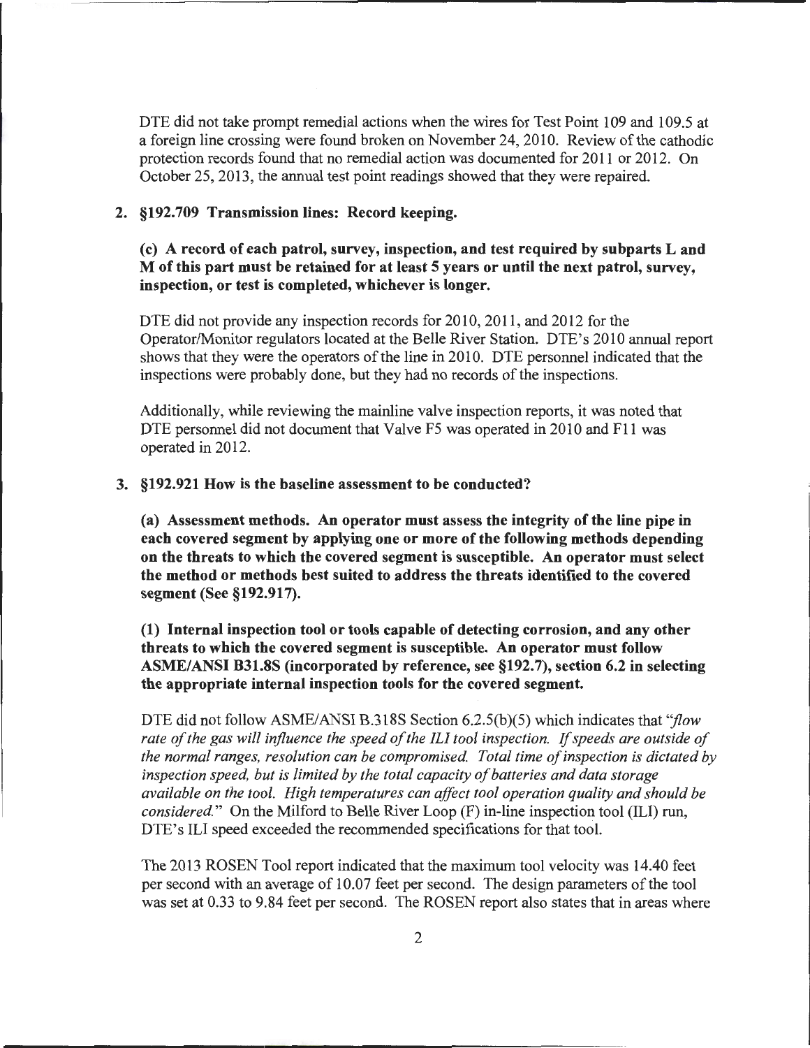DTE did not take prompt remedial actions when the wires for Test Point 109 and 109.5 at a foreign line crossing were found broken on November 24, 2010. Review of the cathodic protection records found that no remedial action was documented for 2011 or 2012. On October 25, 2013, the annual test point readings showed that they were repaired.

2. **§192.709 Transmission lines: Record keeping.**

   **(c) A record of each patrol, survey, inspection, and test required by subparts L and M of this part must be retained for at least 5 years or until the next patrol, survey, inspection, or test is completed, whichever is longer.**

   DTE did not provide any inspection records for 2010, 2011, and 2012 for the Operator/Monitor regulators located at the Belle River Station. DTE's 2010 annual report shows that they were the operators of the line in 2010. DTE personnel indicated that the inspections were probably done, but they had no records of the inspections.

   Additionally, while reviewing the mainline valve inspection reports, it was noted that DTE personnel did not document that Valve F5 was operated in 2010 and F11 was operated in 2012.

3. **§192.921 How is the baseline assessment to be conducted?**

   **(a) Assessment methods. An operator must assess the integrity of the line pipe in each covered segment by applying one or more of the following methods depending on the threats to which the covered segment is susceptible. An operator must select the method or methods best suited to address the threats identified to the covered segment (See §192.917).**

   **(1) Internal inspection tool or tools capable of detecting corrosion, and any other threats to which the covered segment is susceptible. An operator must follow ASME/ANSI B31.8S (incorporated by reference, see §192.7), section 6.2 in selecting the appropriate internal inspection tools for the covered segment.**

   DTE did not follow ASME/ANSI B.318S Section 6.2.5(b)(5) which indicates that "*flow rate of the gas will influence the speed of the ILI tool inspection. If speeds are outside of the normal ranges, resolution can be compromised. Total time of inspection is dictated by inspection speed, but is limited by the total capacity of batteries and data storage available on the tool. High temperatures can affect tool operation quality and should be considered.*" On the Milford to Belle River Loop (F) in-line inspection tool (ILI) run, DTE's ILI speed exceeded the recommended specifications for that tool.

   The 2013 ROSEN Tool report indicated that the maximum tool velocity was 14.40 feet per second with an average of 10.07 feet per second. The design parameters of the tool was set at 0.33 to 9.84 feet per second. The ROSEN report also states that in areas where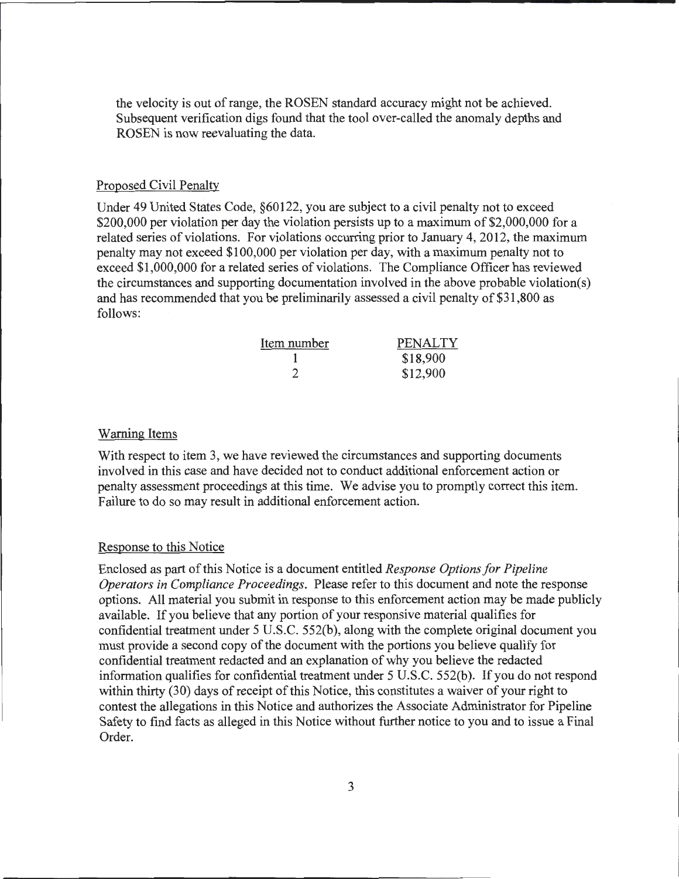the velocity is out of range, the ROSEN standard accuracy might not be achieved. Subsequent verification digs found that the tool over-called the anomaly depths and ROSEN is now reevaluating the data.

## Proposed Civil Penalty

Under 49 United States Code, §60122, you are subject to a civil penalty not to exceed $200,000 per violation per day the violation persists up to a maximum of $2,000,000 for a related series of violations. For violations occurring prior to January 4, 2012, the maximum penalty may not exceed $100,000 per violation per day, with a maximum penalty not to exceed $1,000,000 for a related series of violations. The Compliance Officer has reviewed the circumstances and supporting documentation involved in the above probable violation(s) and has recommended that you be preliminarily assessed a civil penalty of $31,800 as follows:

| Item number | PENALTY |
|---|---|
| 1 | $18,900 |
| 2 | $12,900 |

## Warning Items

With respect to item 3, we have reviewed the circumstances and supporting documents involved in this case and have decided not to conduct additional enforcement action or penalty assessment proceedings at this time. We advise you to promptly correct this item. Failure to do so may result in additional enforcement action.

## Response to this Notice

Enclosed as part of this Notice is a document entitled *Response Options for Pipeline Operators in Compliance Proceedings*. Please refer to this document and note the response options. All material you submit in response to this enforcement action may be made publicly available. If you believe that any portion of your responsive material qualifies for confidential treatment under 5 U.S.C. 552(b), along with the complete original document you must provide a second copy of the document with the portions you believe qualify for confidential treatment redacted and an explanation of why you believe the redacted information qualifies for confidential treatment under 5 U.S.C. 552(b). If you do not respond within thirty (30) days of receipt of this Notice, this constitutes a waiver of your right to contest the allegations in this Notice and authorizes the Associate Administrator for Pipeline Safety to find facts as alleged in this Notice without further notice to you and to issue a Final Order.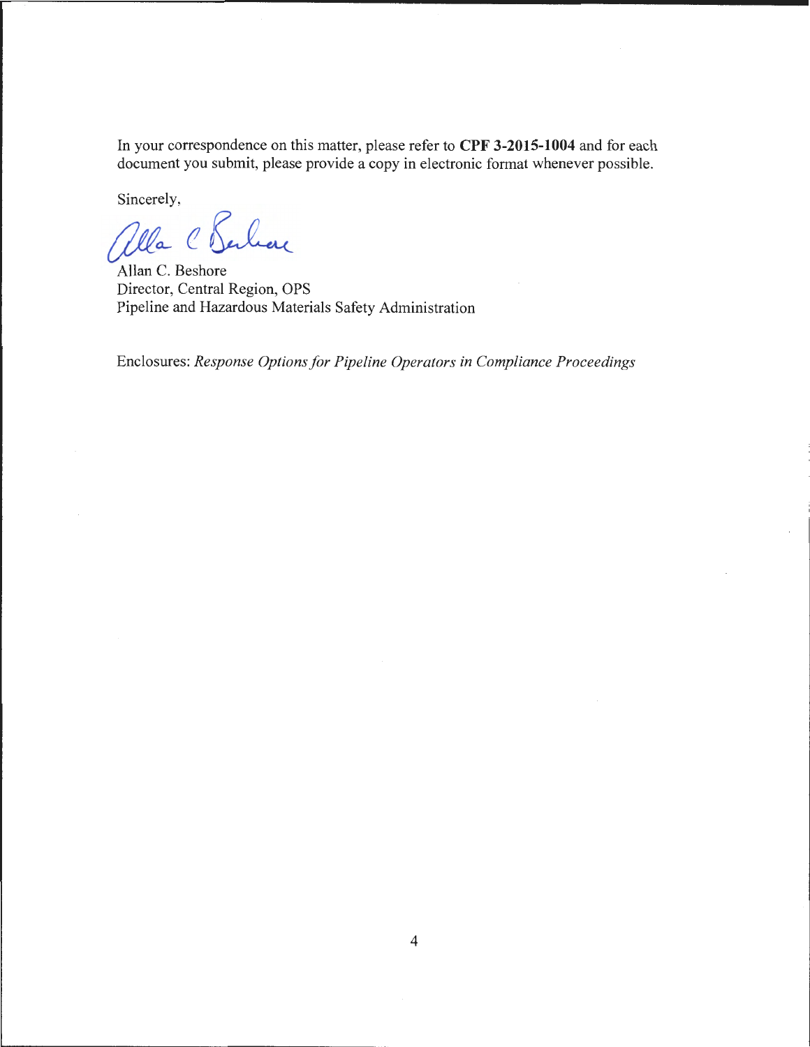In your correspondence on this matter, please refer to **CPF 3-2015-1004** and for each document you submit, please provide a copy in electronic format whenever possible.

Sincerely,

Allan C. Beshore
Director, Central Region, OPS
Pipeline and Hazardous Materials Safety Administration

Enclosures: *Response Options for Pipeline Operators in Compliance Proceedings*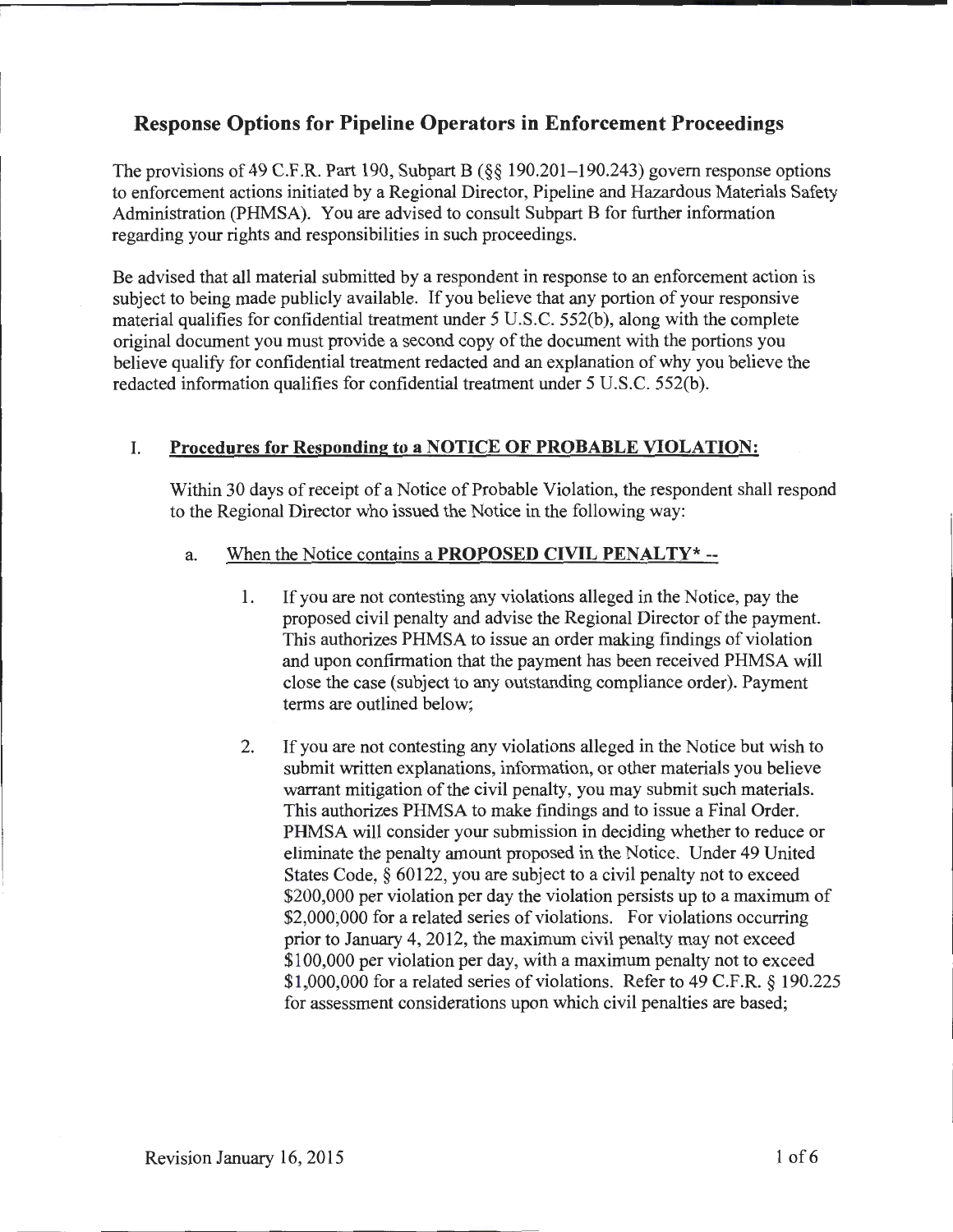# Response Options for Pipeline Operators in Enforcement Proceedings

The provisions of 49 C.F.R. Part 190, Subpart B (§§ 190.201–190.243) govern response options to enforcement actions initiated by a Regional Director, Pipeline and Hazardous Materials Safety Administration (PHMSA). You are advised to consult Subpart B for further information regarding your rights and responsibilities in such proceedings.

Be advised that all material submitted by a respondent in response to an enforcement action is subject to being made publicly available. If you believe that any portion of your responsive material qualifies for confidential treatment under 5 U.S.C. 552(b), along with the complete original document you must provide a second copy of the document with the portions you believe qualify for confidential treatment redacted and an explanation of why you believe the redacted information qualifies for confidential treatment under 5 U.S.C. 552(b).

## I. Procedures for Responding to a NOTICE OF PROBABLE VIOLATION:

Within 30 days of receipt of a Notice of Probable Violation, the respondent shall respond to the Regional Director who issued the Notice in the following way:

### a. When the Notice contains a **PROPOSED CIVIL PENALTY*** --

1. If you are not contesting any violations alleged in the Notice, pay the proposed civil penalty and advise the Regional Director of the payment. This authorizes PHMSA to issue an order making findings of violation and upon confirmation that the payment has been received PHMSA will close the case (subject to any outstanding compliance order). Payment terms are outlined below;

2. If you are not contesting any violations alleged in the Notice but wish to submit written explanations, information, or other materials you believe warrant mitigation of the civil penalty, you may submit such materials. This authorizes PHMSA to make findings and to issue a Final Order. PHMSA will consider your submission in deciding whether to reduce or eliminate the penalty amount proposed in the Notice. Under 49 United States Code, § 60122, you are subject to a civil penalty not to exceed $200,000 per violation per day the violation persists up to a maximum of $2,000,000 for a related series of violations. For violations occurring prior to January 4, 2012, the maximum civil penalty may not exceed $100,000 per violation per day, with a maximum penalty not to exceed $1,000,000 for a related series of violations. Refer to 49 C.F.R. § 190.225 for assessment considerations upon which civil penalties are based;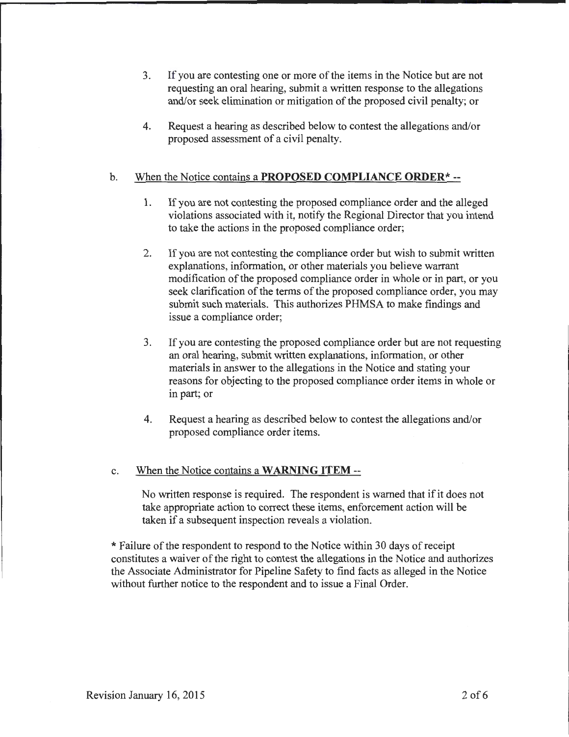3. If you are contesting one or more of the items in the Notice but are not requesting an oral hearing, submit a written response to the allegations and/or seek elimination or mitigation of the proposed civil penalty; or

4. Request a hearing as described below to contest the allegations and/or proposed assessment of a civil penalty.

b. When the Notice contains a **PROPOSED COMPLIANCE ORDER*** --

1. If you are not contesting the proposed compliance order and the alleged violations associated with it, notify the Regional Director that you intend to take the actions in the proposed compliance order;

2. If you are not contesting the compliance order but wish to submit written explanations, information, or other materials you believe warrant modification of the proposed compliance order in whole or in part, or you seek clarification of the terms of the proposed compliance order, you may submit such materials. This authorizes PHMSA to make findings and issue a compliance order;

3. If you are contesting the proposed compliance order but are not requesting an oral hearing, submit written explanations, information, or other materials in answer to the allegations in the Notice and stating your reasons for objecting to the proposed compliance order items in whole or in part; or

4. Request a hearing as described below to contest the allegations and/or proposed compliance order items.

c. When the Notice contains a **WARNING ITEM** --

No written response is required. The respondent is warned that if it does not take appropriate action to correct these items, enforcement action will be taken if a subsequent inspection reveals a violation.

* Failure of the respondent to respond to the Notice within 30 days of receipt constitutes a waiver of the right to contest the allegations in the Notice and authorizes the Associate Administrator for Pipeline Safety to find facts as alleged in the Notice without further notice to the respondent and to issue a Final Order.

Revision January 16, 2015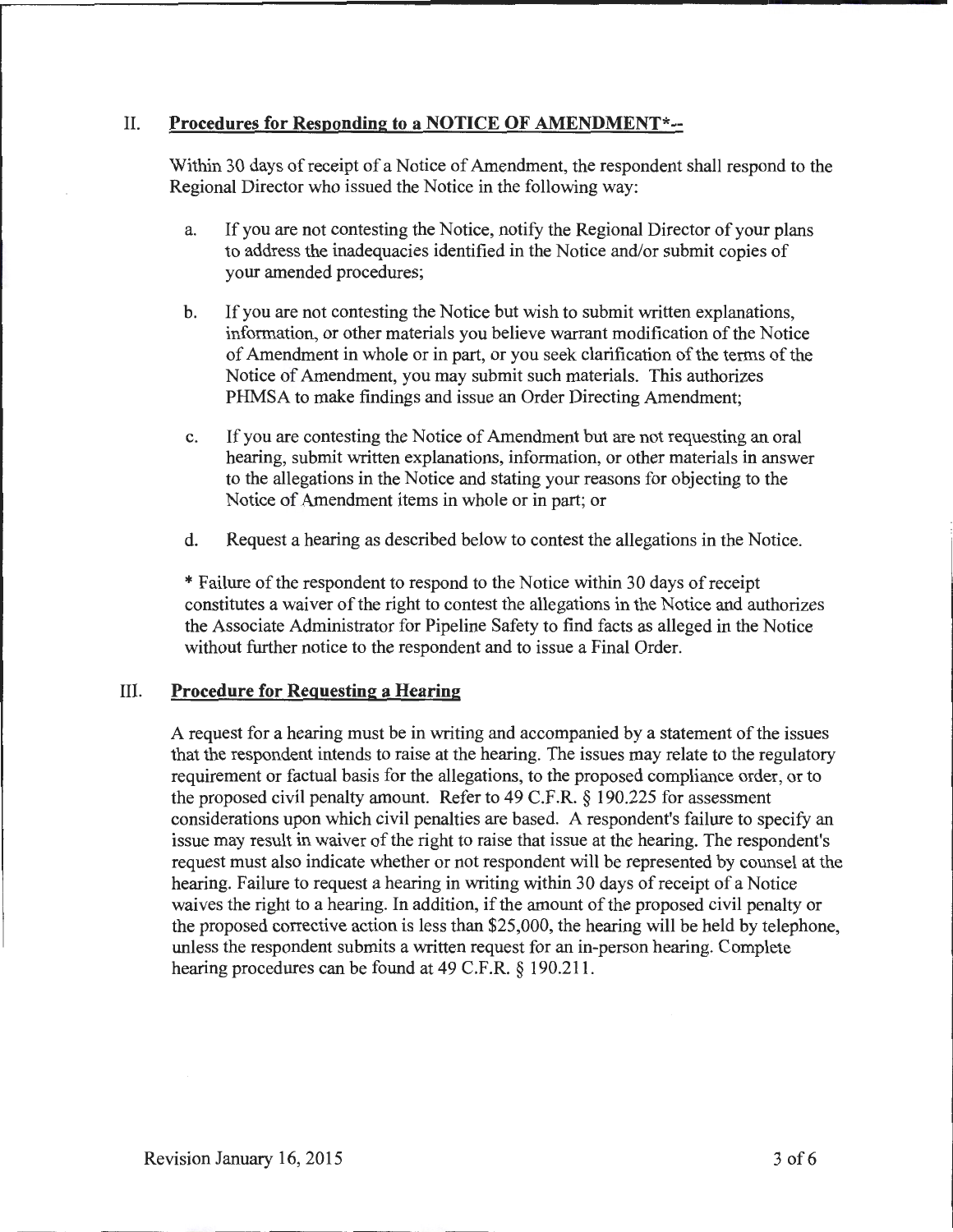## II. **Procedures for Responding to a NOTICE OF AMENDMENT*--**

Within 30 days of receipt of a Notice of Amendment, the respondent shall respond to the Regional Director who issued the Notice in the following way:

a. If you are not contesting the Notice, notify the Regional Director of your plans to address the inadequacies identified in the Notice and/or submit copies of your amended procedures;

b. If you are not contesting the Notice but wish to submit written explanations, information, or other materials you believe warrant modification of the Notice of Amendment in whole or in part, or you seek clarification of the terms of the Notice of Amendment, you may submit such materials. This authorizes PHMSA to make findings and issue an Order Directing Amendment;

c. If you are contesting the Notice of Amendment but are not requesting an oral hearing, submit written explanations, information, or other materials in answer to the allegations in the Notice and stating your reasons for objecting to the Notice of Amendment items in whole or in part; or

d. Request a hearing as described below to contest the allegations in the Notice.

* Failure of the respondent to respond to the Notice within 30 days of receipt constitutes a waiver of the right to contest the allegations in the Notice and authorizes the Associate Administrator for Pipeline Safety to find facts as alleged in the Notice without further notice to the respondent and to issue a Final Order.

## III. **Procedure for Requesting a Hearing**

A request for a hearing must be in writing and accompanied by a statement of the issues that the respondent intends to raise at the hearing. The issues may relate to the regulatory requirement or factual basis for the allegations, to the proposed compliance order, or to the proposed civil penalty amount. Refer to 49 C.F.R. § 190.225 for assessment considerations upon which civil penalties are based. A respondent's failure to specify an issue may result in waiver of the right to raise that issue at the hearing. The respondent's request must also indicate whether or not respondent will be represented by counsel at the hearing. Failure to request a hearing in writing within 30 days of receipt of a Notice waives the right to a hearing. In addition, if the amount of the proposed civil penalty or the proposed corrective action is less than $25,000, the hearing will be held by telephone, unless the respondent submits a written request for an in-person hearing. Complete hearing procedures can be found at 49 C.F.R. § 190.211.

Revision January 16, 2015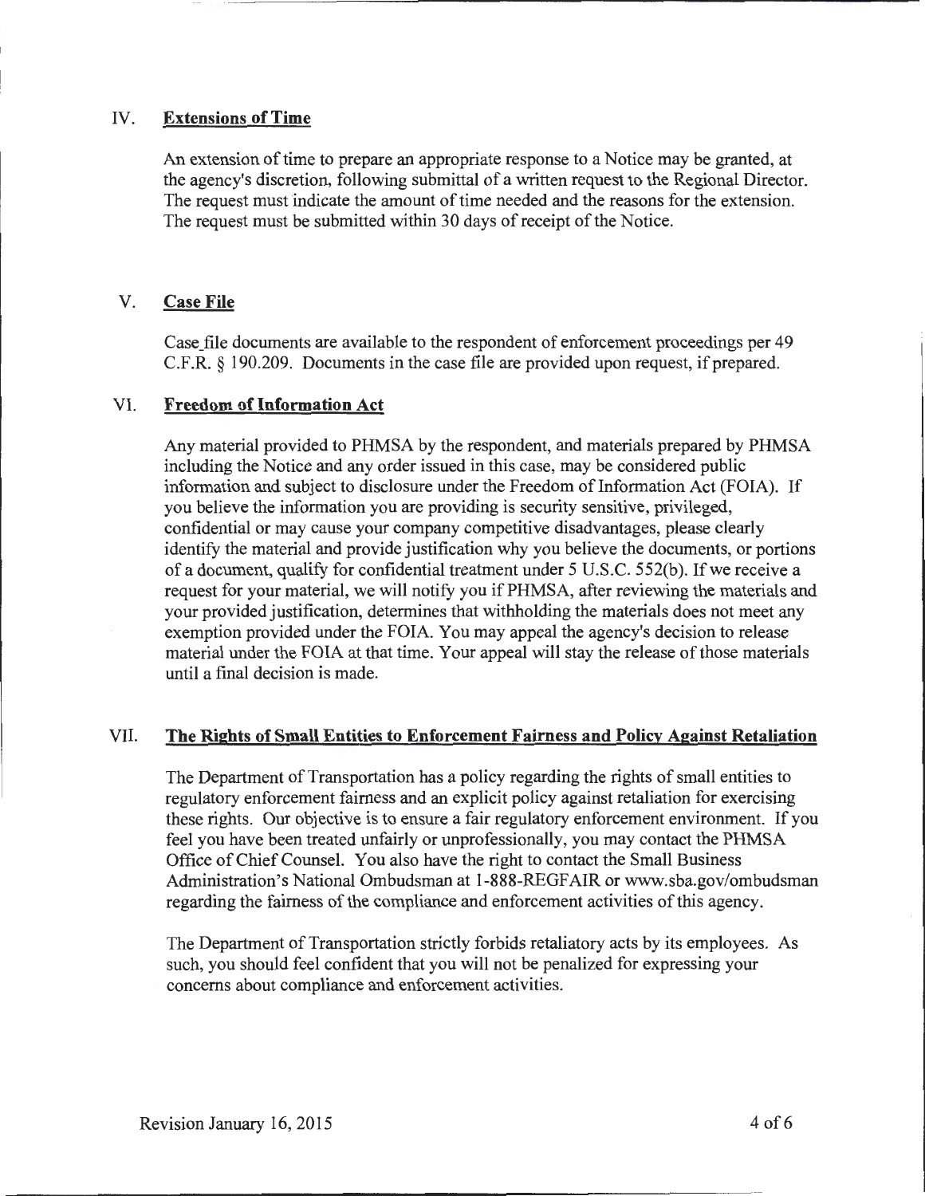## IV. Extensions of Time

An extension of time to prepare an appropriate response to a Notice may be granted, at the agency's discretion, following submittal of a written request to the Regional Director. The request must indicate the amount of time needed and the reasons for the extension. The request must be submitted within 30 days of receipt of the Notice.

## V. Case File

Case file documents are available to the respondent of enforcement proceedings per 49 C.F.R. § 190.209. Documents in the case file are provided upon request, if prepared.

## VI. Freedom of Information Act

Any material provided to PHMSA by the respondent, and materials prepared by PHMSA including the Notice and any order issued in this case, may be considered public information and subject to disclosure under the Freedom of Information Act (FOIA). If you believe the information you are providing is security sensitive, privileged, confidential or may cause your company competitive disadvantages, please clearly identify the material and provide justification why you believe the documents, or portions of a document, qualify for confidential treatment under 5 U.S.C. 552(b). If we receive a request for your material, we will notify you if PHMSA, after reviewing the materials and your provided justification, determines that withholding the materials does not meet any exemption provided under the FOIA. You may appeal the agency's decision to release material under the FOIA at that time. Your appeal will stay the release of those materials until a final decision is made.

## VII. The Rights of Small Entities to Enforcement Fairness and Policy Against Retaliation

The Department of Transportation has a policy regarding the rights of small entities to regulatory enforcement fairness and an explicit policy against retaliation for exercising these rights. Our objective is to ensure a fair regulatory enforcement environment. If you feel you have been treated unfairly or unprofessionally, you may contact the PHMSA Office of Chief Counsel. You also have the right to contact the Small Business Administration's National Ombudsman at 1-888-REGFAIR or www.sba.gov/ombudsman regarding the fairness of the compliance and enforcement activities of this agency.

The Department of Transportation strictly forbids retaliatory acts by its employees. As such, you should feel confident that you will not be penalized for expressing your concerns about compliance and enforcement activities.

Revision January 16, 2015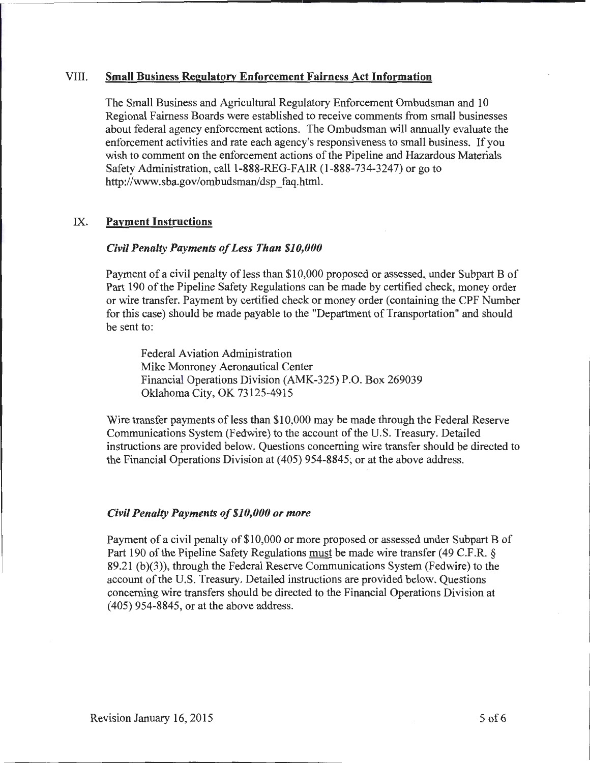## VIII. Small Business Regulatory Enforcement Fairness Act Information

The Small Business and Agricultural Regulatory Enforcement Ombudsman and 10 Regional Fairness Boards were established to receive comments from small businesses about federal agency enforcement actions. The Ombudsman will annually evaluate the enforcement activities and rate each agency's responsiveness to small business. If you wish to comment on the enforcement actions of the Pipeline and Hazardous Materials Safety Administration, call 1-888-REG-FAIR (1-888-734-3247) or go to http://www.sba.gov/ombudsman/dsp_faq.html.

## IX. Payment Instructions

### *Civil Penalty Payments of Less Than $10,000*

Payment of a civil penalty of less than $10,000 proposed or assessed, under Subpart B of Part 190 of the Pipeline Safety Regulations can be made by certified check, money order or wire transfer. Payment by certified check or money order (containing the CPF Number for this case) should be made payable to the "Department of Transportation" and should be sent to:

Federal Aviation Administration
Mike Monroney Aeronautical Center
Financial Operations Division (AMK-325) P.O. Box 269039
Oklahoma City, OK 73125-4915

Wire transfer payments of less than $10,000 may be made through the Federal Reserve Communications System (Fedwire) to the account of the U.S. Treasury. Detailed instructions are provided below. Questions concerning wire transfer should be directed to the Financial Operations Division at (405) 954-8845; or at the above address.

### *Civil Penalty Payments of $10,000 or more*

Payment of a civil penalty of $10,000 or more proposed or assessed under Subpart B of Part 190 of the Pipeline Safety Regulations must be made wire transfer (49 C.F.R. § 89.21 (b)(3)), through the Federal Reserve Communications System (Fedwire) to the account of the U.S. Treasury. Detailed instructions are provided below. Questions concerning wire transfers should be directed to the Financial Operations Division at (405) 954-8845, or at the above address.

Revision January 16, 2015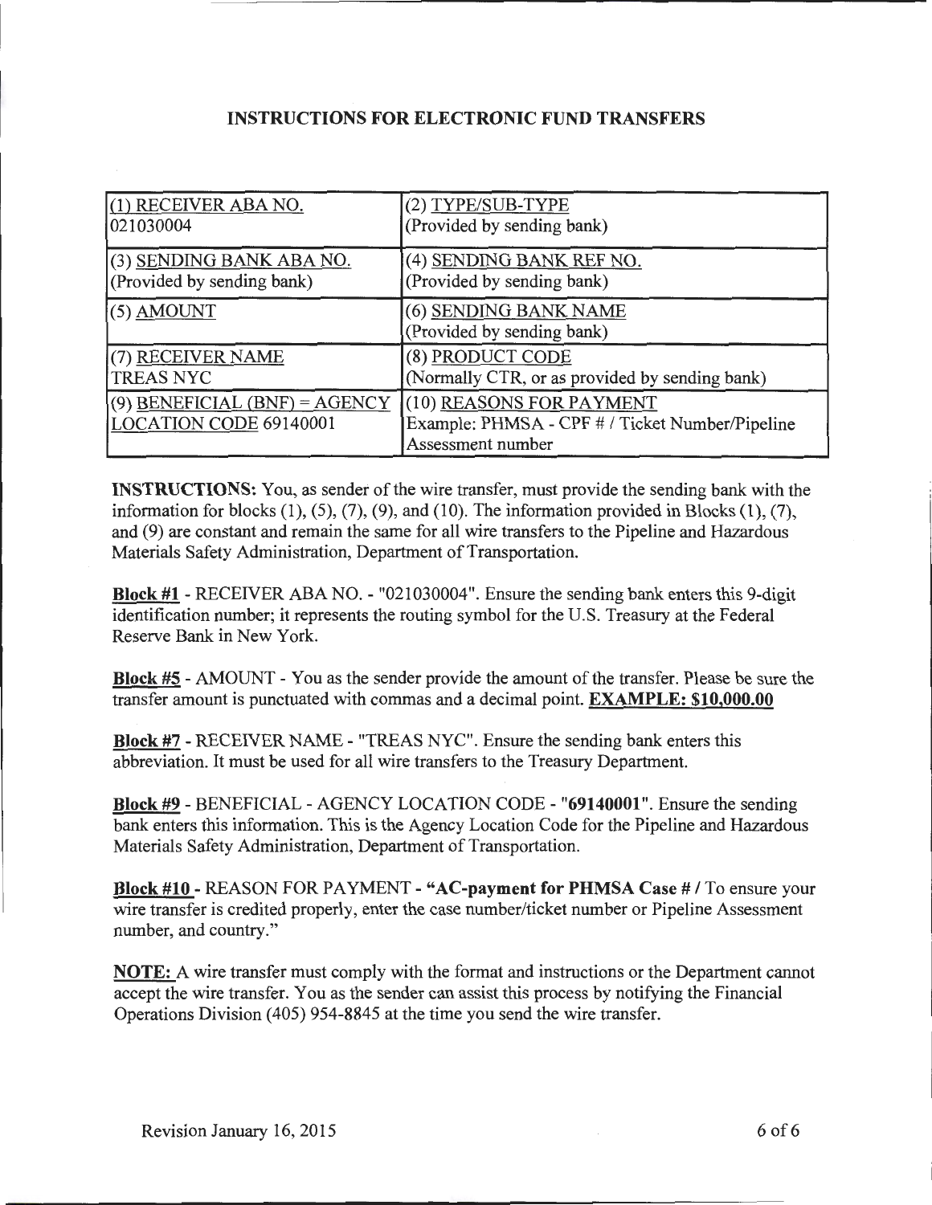## INSTRUCTIONS FOR ELECTRONIC FUND TRANSFERS

| | |
|---|---|
| (1) RECEIVER ABA NO.<br>021030004 | (2) TYPE/SUB-TYPE<br>(Provided by sending bank) |
| (3) SENDING BANK ABA NO.<br>(Provided by sending bank) | (4) SENDING BANK REF NO.<br>(Provided by sending bank) |
| (5) AMOUNT | (6) SENDING BANK NAME<br>(Provided by sending bank) |
| (7) RECEIVER NAME<br>TREAS NYC | (8) PRODUCT CODE<br>(Normally CTR, or as provided by sending bank) |
| (9) BENEFICIAL (BNF) = AGENCY LOCATION CODE 69140001 | (10) REASONS FOR PAYMENT<br>Example: PHMSA - CPF # / Ticket Number/Pipeline Assessment number |

**INSTRUCTIONS:** You, as sender of the wire transfer, must provide the sending bank with the information for blocks (1), (5), (7), (9), and (10). The information provided in Blocks (1), (7), and (9) are constant and remain the same for all wire transfers to the Pipeline and Hazardous Materials Safety Administration, Department of Transportation.

**Block #1** - RECEIVER ABA NO. - "021030004". Ensure the sending bank enters this 9-digit identification number; it represents the routing symbol for the U.S. Treasury at the Federal Reserve Bank in New York.

**Block #5** - AMOUNT - You as the sender provide the amount of the transfer. Please be sure the transfer amount is punctuated with commas and a decimal point. **EXAMPLE: $10,000.00**

**Block #7** - RECEIVER NAME - "TREAS NYC". Ensure the sending bank enters this abbreviation. It must be used for all wire transfers to the Treasury Department.

**Block #9** - BENEFICIAL - AGENCY LOCATION CODE - "**69140001**". Ensure the sending bank enters this information. This is the Agency Location Code for the Pipeline and Hazardous Materials Safety Administration, Department of Transportation.

**Block #10** - REASON FOR PAYMENT - **"AC-payment for PHMSA Case # /** To ensure your wire transfer is credited properly, enter the case number/ticket number or Pipeline Assessment number, and country."

**NOTE:** A wire transfer must comply with the format and instructions or the Department cannot accept the wire transfer. You as the sender can assist this process by notifying the Financial Operations Division (405) 954-8845 at the time you send the wire transfer.

Revision January 16, 2015